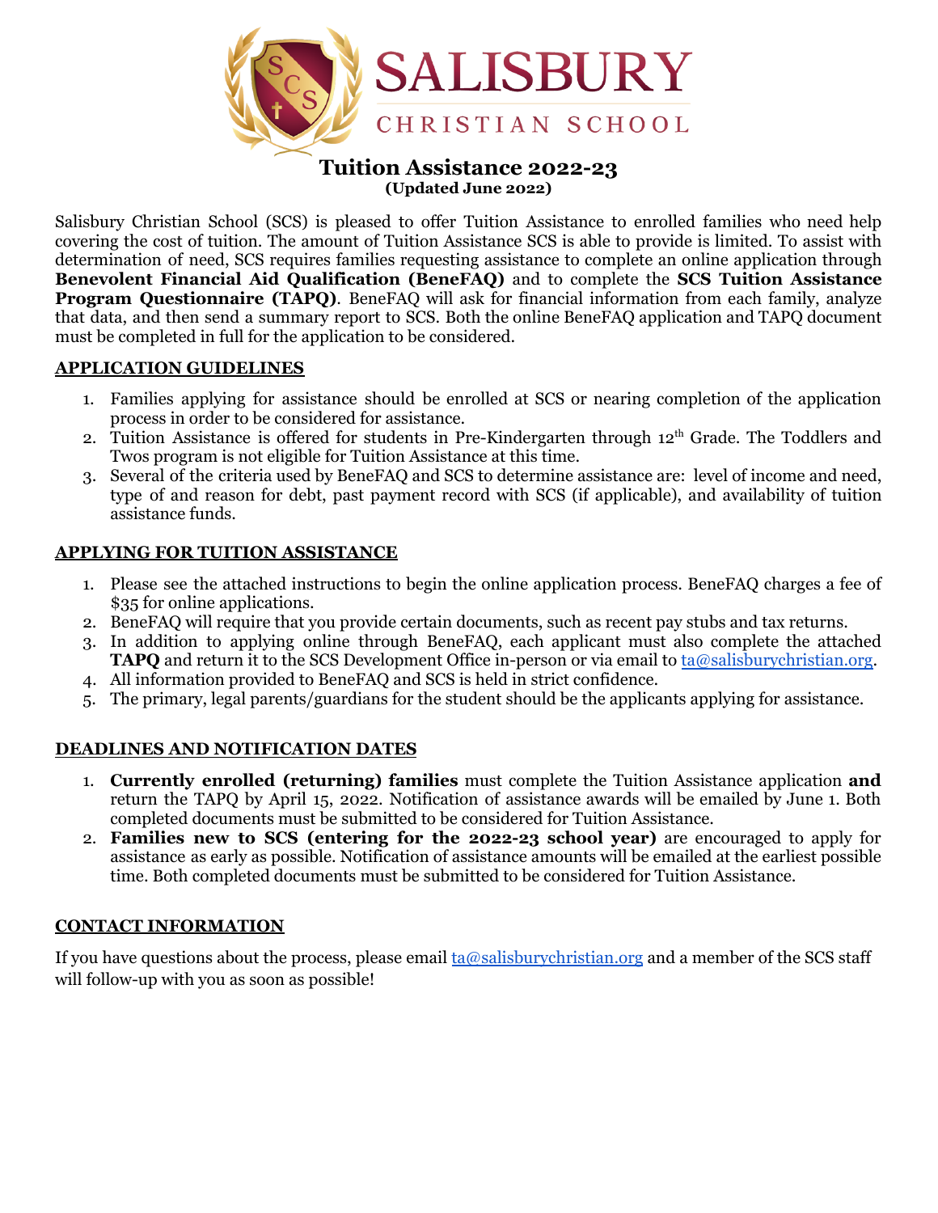# SALISBURY CHRISTIAN SCHOOL

## Tuition Assistance 2022-23

**(Updated June 2022)**

Salisbury Christian School (SCS) is pleased to offer Tuition Assistance to enrolled families who need help covering the cost of tuition. The amount of Tuition Assistance SCS is able to provide is limited. To assist with determination of need, SCS requires families requesting assistance to complete an online application through **Benevolent Financial Aid Qualification (BeneFAQ)** and to complete the **SCS Tuition Assistance Program Questionnaire (TAPQ)**. BeneFAQ will ask for financial information from each family, analyze that data, and then send a summary report to SCS. Both the online BeneFAQ application and TAPQ document must be completed in full for the application to be considered.

### APPLICATION GUIDELINES

1. Families applying for assistance should be enrolled at SCS or nearing completion of the application process in order to be considered for assistance.
2. Tuition Assistance is offered for students in Pre-Kindergarten through 12th Grade. The Toddlers and Twos program is not eligible for Tuition Assistance at this time.
3. Several of the criteria used by BeneFAQ and SCS to determine assistance are: level of income and need, type of and reason for debt, past payment record with SCS (if applicable), and availability of tuition assistance funds.

### APPLYING FOR TUITION ASSISTANCE

1. Please see the attached instructions to begin the online application process. BeneFAQ charges a fee of $35 for online applications.
2. BeneFAQ will require that you provide certain documents, such as recent pay stubs and tax returns.
3. In addition to applying online through BeneFAQ, each applicant must also complete the attached **TAPQ** and return it to the SCS Development Office in-person or via email to ta@salisburychristian.org.
4. All information provided to BeneFAQ and SCS is held in strict confidence.
5. The primary, legal parents/guardians for the student should be the applicants applying for assistance.

### DEADLINES AND NOTIFICATION DATES

1. **Currently enrolled (returning) families** must complete the Tuition Assistance application **and** return the TAPQ by April 15, 2022. Notification of assistance awards will be emailed by June 1. Both completed documents must be submitted to be considered for Tuition Assistance.
2. **Families new to SCS (entering for the 2022-23 school year)** are encouraged to apply for assistance as early as possible. Notification of assistance amounts will be emailed at the earliest possible time. Both completed documents must be submitted to be considered for Tuition Assistance.

### CONTACT INFORMATION

If you have questions about the process, please email ta@salisburychristian.org and a member of the SCS staff will follow-up with you as soon as possible!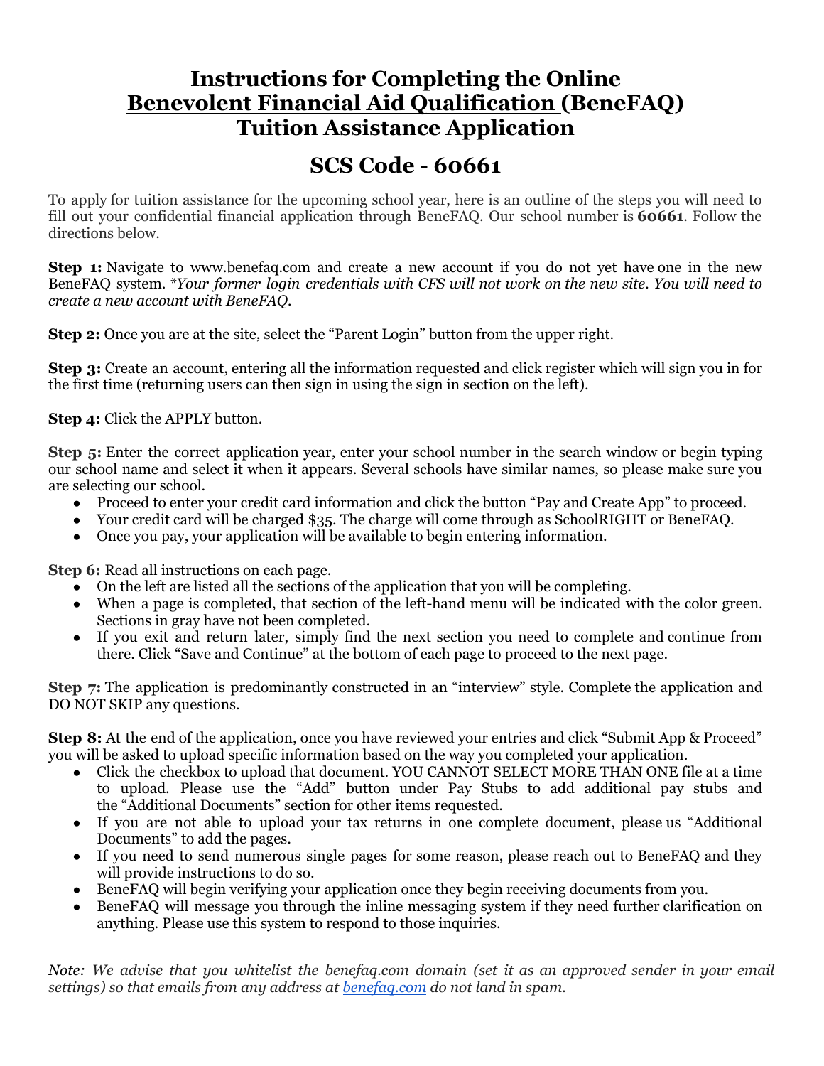# Instructions for Completing the Online
# <u>Benevolent Financial Aid Qualification</u> (BeneFAQ)
# Tuition Assistance Application

## SCS Code - 60661

To apply for tuition assistance for the upcoming school year, here is an outline of the steps you will need to fill out your confidential financial application through BeneFAQ. Our school number is **60661**. Follow the directions below.

**Step 1:** Navigate to www.benefaq.com and create a new account if you do not yet have one in the new BeneFAQ system. *\*Your former login credentials with CFS will not work on the new site. You will need to create a new account with BeneFAQ.*

**Step 2:** Once you are at the site, select the "Parent Login" button from the upper right.

**Step 3:** Create an account, entering all the information requested and click register which will sign you in for the first time (returning users can then sign in using the sign in section on the left).

**Step 4:** Click the APPLY button.

**Step 5:** Enter the correct application year, enter your school number in the search window or begin typing our school name and select it when it appears. Several schools have similar names, so please make sure you are selecting our school.

- Proceed to enter your credit card information and click the button "Pay and Create App" to proceed.
- Your credit card will be charged $35. The charge will come through as SchoolRIGHT or BeneFAQ.
- Once you pay, your application will be available to begin entering information.

**Step 6:** Read all instructions on each page.

- On the left are listed all the sections of the application that you will be completing.
- When a page is completed, that section of the left-hand menu will be indicated with the color green. Sections in gray have not been completed.
- If you exit and return later, simply find the next section you need to complete and continue from there. Click "Save and Continue" at the bottom of each page to proceed to the next page.

**Step 7:** The application is predominantly constructed in an "interview" style. Complete the application and DO NOT SKIP any questions.

**Step 8:** At the end of the application, once you have reviewed your entries and click "Submit App & Proceed" you will be asked to upload specific information based on the way you completed your application.

- Click the checkbox to upload that document. YOU CANNOT SELECT MORE THAN ONE file at a time to upload. Please use the "Add" button under Pay Stubs to add additional pay stubs and the "Additional Documents" section for other items requested.
- If you are not able to upload your tax returns in one complete document, please us "Additional Documents" to add the pages.
- If you need to send numerous single pages for some reason, please reach out to BeneFAQ and they will provide instructions to do so.
- BeneFAQ will begin verifying your application once they begin receiving documents from you.
- BeneFAQ will message you through the inline messaging system if they need further clarification on anything. Please use this system to respond to those inquiries.

*Note: We advise that you whitelist the benefaq.com domain (set it as an approved sender in your email settings) so that emails from any address at [benefaq.com](benefaq.com) do not land in spam.*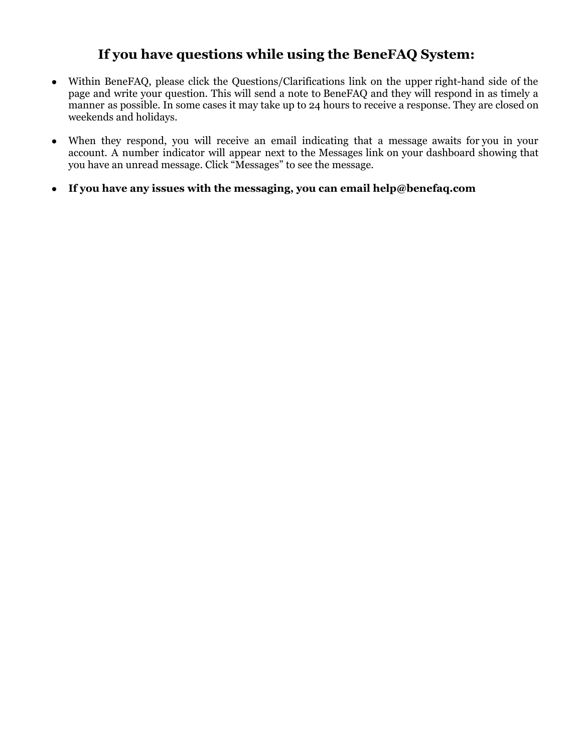# If you have questions while using the BeneFAQ System:

- Within BeneFAQ, please click the Questions/Clarifications link on the upper right-hand side of the page and write your question. This will send a note to BeneFAQ and they will respond in as timely a manner as possible. In some cases it may take up to 24 hours to receive a response. They are closed on weekends and holidays.

- When they respond, you will receive an email indicating that a message awaits for you in your account. A number indicator will appear next to the Messages link on your dashboard showing that you have an unread message. Click "Messages" to see the message.

- **If you have any issues with the messaging, you can email help@benefaq.com**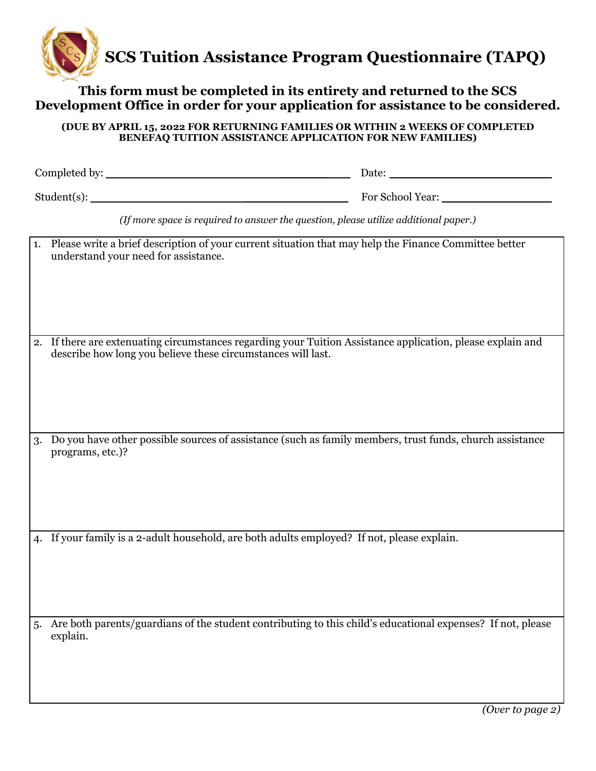# SCS Tuition Assistance Program Questionnaire (TAPQ)

**This form must be completed in its entirety and returned to the SCS Development Office in order for your application for assistance to be considered.**

**(DUE BY APRIL 15, 2022 FOR RETURNING FAMILIES OR WITHIN 2 WEEKS OF COMPLETED BENEFAQ TUITION ASSISTANCE APPLICATION FOR NEW FAMILIES)**

Completed by: ______________________________ Date: ____________________

Student(s): ______________________________ For School Year: ______________

*(If more space is required to answer the question, please utilize additional paper.)*

1. Please write a brief description of your current situation that may help the Finance Committee better understand your need for assistance.

2. If there are extenuating circumstances regarding your Tuition Assistance application, please explain and describe how long you believe these circumstances will last.

3. Do you have other possible sources of assistance (such as family members, trust funds, church assistance programs, etc.)?

4. If your family is a 2-adult household, are both adults employed? If not, please explain.

5. Are both parents/guardians of the student contributing to this child's educational expenses? If not, please explain.

*(Over to page 2)*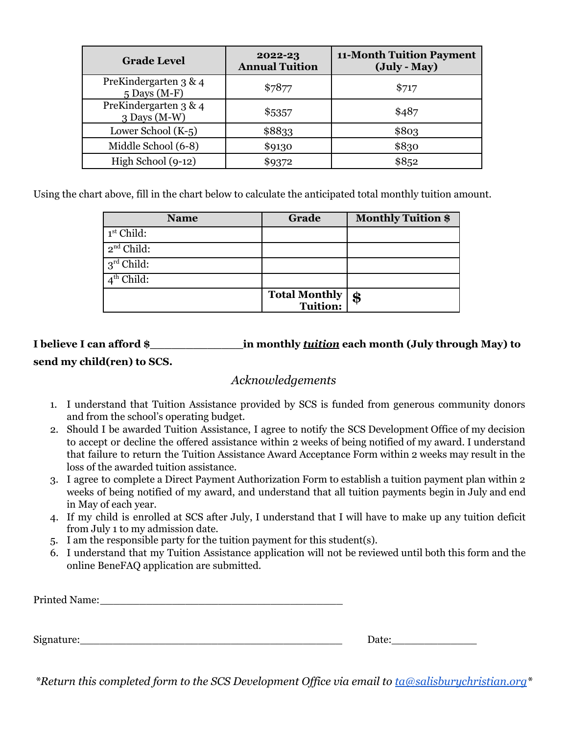| Grade Level | 2022-23 Annual Tuition | 11-Month Tuition Payment (July - May) |
|---|---|---|
| PreKindergarten 3 & 4 5 Days (M-F) | $7877 | $717 |
| PreKindergarten 3 & 4 3 Days (M-W) | $5357 | $487 |
| Lower School (K-5) | $8833 | $803 |
| Middle School (6-8) | $9130 | $830 |
| High School (9-12) | $9372 | $852 |

Using the chart above, fill in the chart below to calculate the anticipated total monthly tuition amount.

| Name | Grade | Monthly Tuition $ |
|---|---|---|
| 1st Child: | | |
| 2nd Child: | | |
| 3rd Child: | | |
| 4th Child: | | |
| | Total Monthly Tuition: | $ |

**I believe I can afford $\_\_\_\_\_\_\_\_\_\_\_\_\_in monthly *tuition* each month (July through May) to send my child(ren) to SCS.**

## *Acknowledgements*

1. I understand that Tuition Assistance provided by SCS is funded from generous community donors and from the school's operating budget.
2. Should I be awarded Tuition Assistance, I agree to notify the SCS Development Office of my decision to accept or decline the offered assistance within 2 weeks of being notified of my award. I understand that failure to return the Tuition Assistance Award Acceptance Form within 2 weeks may result in the loss of the awarded tuition assistance.
3. I agree to complete a Direct Payment Authorization Form to establish a tuition payment plan within 2 weeks of being notified of my award, and understand that all tuition payments begin in July and end in May of each year.
4. If my child is enrolled at SCS after July, I understand that I will have to make up any tuition deficit from July 1 to my admission date.
5. I am the responsible party for the tuition payment for this student(s).
6. I understand that my Tuition Assistance application will not be reviewed until both this form and the online BeneFAQ application are submitted.

Printed Name:\_\_\_\_\_\_\_\_\_\_\_\_\_\_\_\_\_\_\_\_\_\_\_\_\_\_\_\_\_\_\_\_\_\_\_\_\_\_\_

Signature:\_\_\_\_\_\_\_\_\_\_\_\_\_\_\_\_\_\_\_\_\_\_\_\_\_\_\_\_\_\_\_\_\_\_\_\_\_\_\_\_\_\_\_ Date:\_\_\_\_\_\_\_\_\_\_\_\_\_\_

*\*Return this completed form to the SCS Development Office via email to ta@salisburychristian.org\**